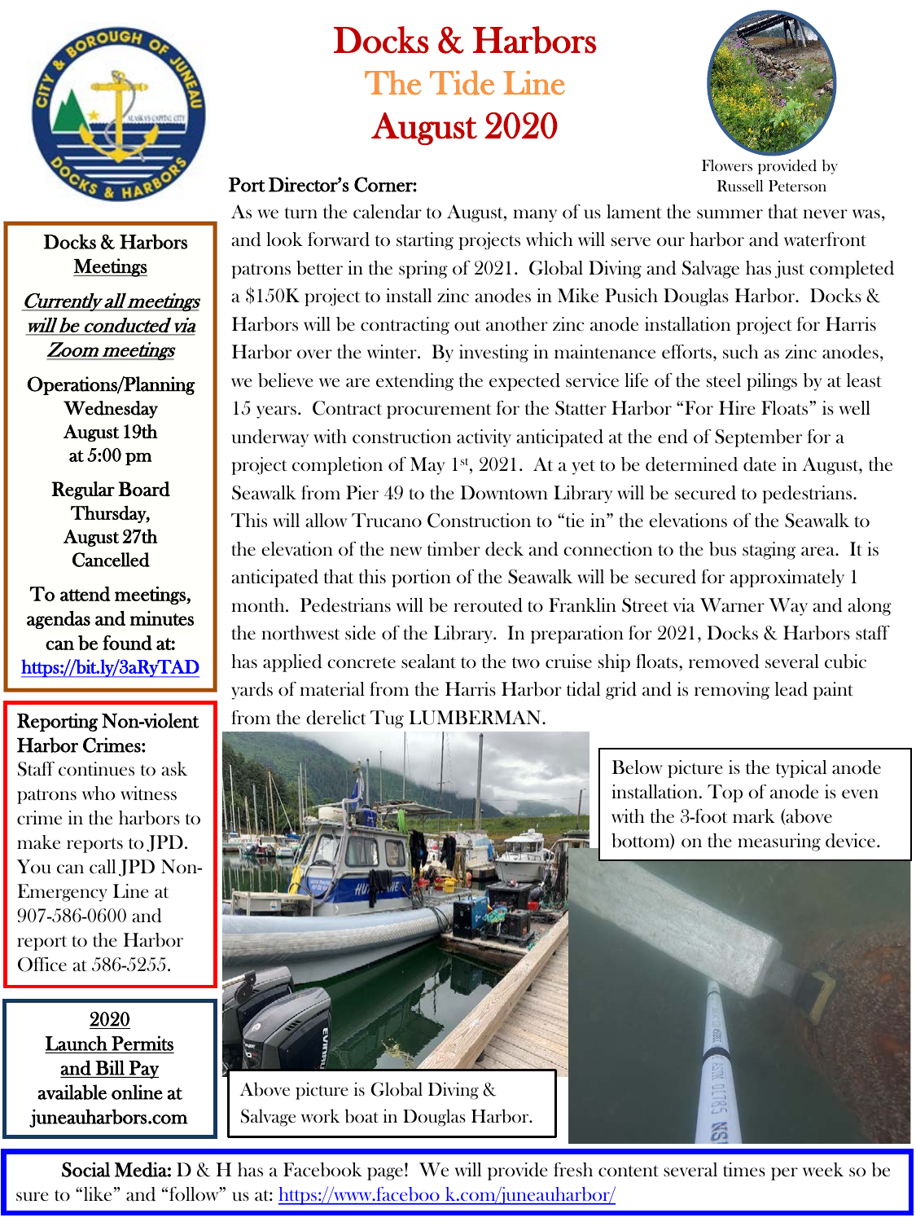# Docks & Harbors

## The Tide Line

## August 2020

Flowers provided by Russell Peterson

### Port Director's Corner:

As we turn the calendar to August, many of us lament the summer that never was, and look forward to starting projects which will serve our harbor and waterfront patrons better in the spring of 2021. Global Diving and Salvage has just completed a $150K project to install zinc anodes in Mike Pusich Douglas Harbor. Docks & Harbors will be contracting out another zinc anode installation project for Harris Harbor over the winter. By investing in maintenance efforts, such as zinc anodes, we believe we are extending the expected service life of the steel pilings by at least 15 years. Contract procurement for the Statter Harbor "For Hire Floats" is well underway with construction activity anticipated at the end of September for a project completion of May 1st, 2021. At a yet to be determined date in August, the Seawalk from Pier 49 to the Downtown Library will be secured to pedestrians. This will allow Trucano Construction to "tie in" the elevations of the Seawalk to the elevation of the new timber deck and connection to the bus staging area. It is anticipated that this portion of the Seawalk will be secured for approximately 1 month. Pedestrians will be rerouted to Franklin Street via Warner Way and along the northwest side of the Library. In preparation for 2021, Docks & Harbors staff has applied concrete sealant to the two cruise ship floats, removed several cubic yards of material from the Harris Harbor tidal grid and is removing lead paint from the derelict Tug LUMBERMAN.

Above picture is Global Diving & Salvage work boat in Douglas Harbor.

Below picture is the typical anode installation. Top of anode is even with the 3-foot mark (above bottom) on the measuring device.

---

**Docks & Harbors Meetings**

*Currently all meetings will be conducted via Zoom meetings*

**Operations/Planning**
Wednesday
August 19th
at 5:00 pm

**Regular Board**
Thursday,
August 27th
Cancelled

To attend meetings, agendas and minutes can be found at: https://bit.ly/3aRyTAD

---

**Reporting Non-violent Harbor Crimes:**

Staff continues to ask patrons who witness crime in the harbors to make reports to JPD. You can call JPD Non-Emergency Line at 907-586-0600 and report to the Harbor Office at 586-5255.

---

**2020 Launch Permits and Bill Pay** available online at juneauharbors.com

---

**Social Media:** D & H has a Facebook page! We will provide fresh content several times per week so be sure to "like" and "follow" us at: https://www.facebook.com/juneauharbor/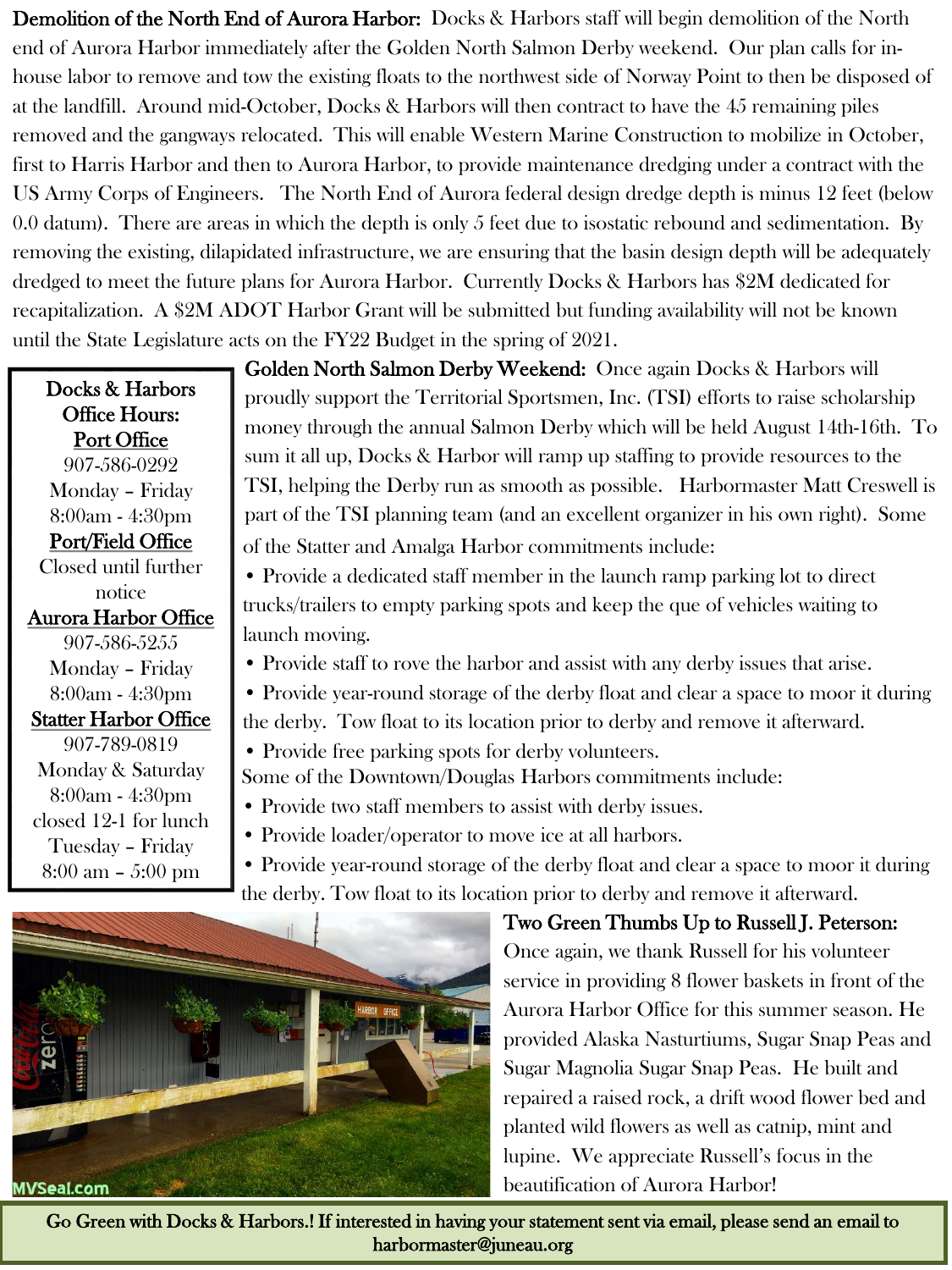**Demolition of the North End of Aurora Harbor:** Docks & Harbors staff will begin demolition of the North end of Aurora Harbor immediately after the Golden North Salmon Derby weekend. Our plan calls for in-house labor to remove and tow the existing floats to the northwest side of Norway Point to then be disposed of at the landfill. Around mid-October, Docks & Harbors will then contract to have the 45 remaining piles removed and the gangways relocated. This will enable Western Marine Construction to mobilize in October, first to Harris Harbor and then to Aurora Harbor, to provide maintenance dredging under a contract with the US Army Corps of Engineers. The North End of Aurora federal design dredge depth is minus 12 feet (below 0.0 datum). There are areas in which the depth is only 5 feet due to isostatic rebound and sedimentation. By removing the existing, dilapidated infrastructure, we are ensuring that the basin design depth will be adequately dredged to meet the future plans for Aurora Harbor. Currently Docks & Harbors has $2M dedicated for recapitalization. A $2M ADOT Harbor Grant will be submitted but funding availability will not be known until the State Legislature acts on the FY22 Budget in the spring of 2021.

**Docks & Harbors Office Hours:**

**Port Office**
907-586-0292
Monday – Friday
8:00am - 4:30pm

**Port/Field Office**
Closed until further notice

**Aurora Harbor Office**
907-586-5255
Monday – Friday
8:00am - 4:30pm

**Statter Harbor Office**
907-789-0819
Monday & Saturday
8:00am - 4:30pm
closed 12-1 for lunch
Tuesday – Friday
8:00 am – 5:00 pm

**Golden North Salmon Derby Weekend:** Once again Docks & Harbors will proudly support the Territorial Sportsmen, Inc. (TSI) efforts to raise scholarship money through the annual Salmon Derby which will be held August 14th-16th. To sum it all up, Docks & Harbor will ramp up staffing to provide resources to the TSI, helping the Derby run as smooth as possible. Harbormaster Matt Creswell is part of the TSI planning team (and an excellent organizer in his own right). Some of the Statter and Amalga Harbor commitments include:

- Provide a dedicated staff member in the launch ramp parking lot to direct trucks/trailers to empty parking spots and keep the que of vehicles waiting to launch moving.
- Provide staff to rove the harbor and assist with any derby issues that arise.
- Provide year-round storage of the derby float and clear a space to moor it during the derby. Tow float to its location prior to derby and remove it afterward.
- Provide free parking spots for derby volunteers.

Some of the Downtown/Douglas Harbors commitments include:

- Provide two staff members to assist with derby issues.
- Provide loader/operator to move ice at all harbors.
- Provide year-round storage of the derby float and clear a space to moor it during the derby. Tow float to its location prior to derby and remove it afterward.

**Two Green Thumbs Up to Russell J. Peterson:** Once again, we thank Russell for his volunteer service in providing 8 flower baskets in front of the Aurora Harbor Office for this summer season. He provided Alaska Nasturtiums, Sugar Snap Peas and Sugar Magnolia Sugar Snap Peas. He built and repaired a raised rock, a drift wood flower bed and planted wild flowers as well as catnip, mint and lupine. We appreciate Russell's focus in the beautification of Aurora Harbor!

**Go Green with Docks & Harbors.! If interested in having your statement sent via email, please send an email to harbormaster@juneau.org**